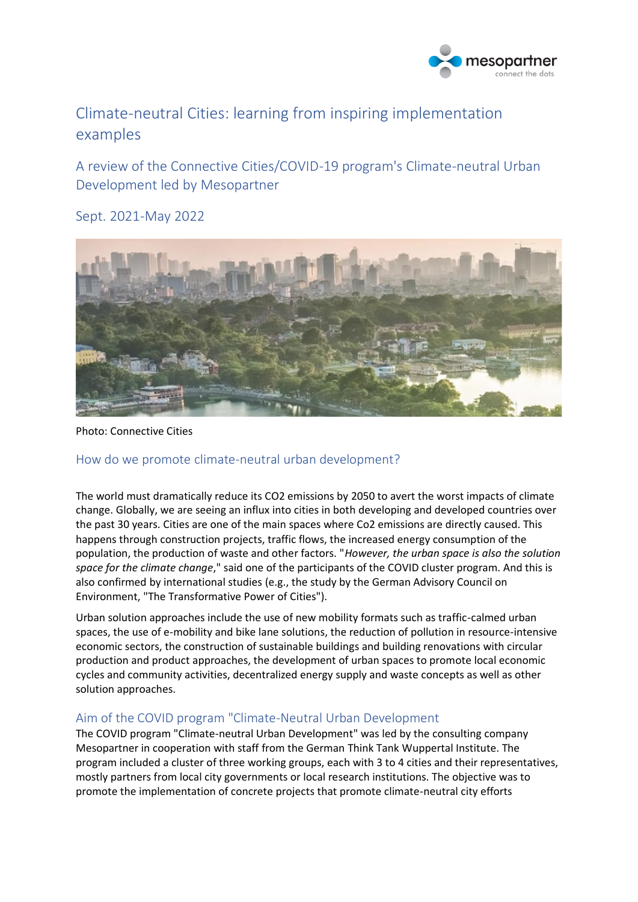# Climate-neutral Cities: learning from inspiring implementation examples

## A review of the Connective Cities/COVID-19 program's Climate-neutral Urban Development led by Mesopartner

## Sept. 2021-May 2022

Photo: Connective Cities

### How do we promote climate-neutral urban development?

The world must dramatically reduce its CO2 emissions by 2050 to avert the worst impacts of climate change. Globally, we are seeing an influx into cities in both developing and developed countries over the past 30 years. Cities are one of the main spaces where Co2 emissions are directly caused. This happens through construction projects, traffic flows, the increased energy consumption of the population, the production of waste and other factors. "*However, the urban space is also the solution space for the climate change*," said one of the participants of the COVID cluster program. And this is also confirmed by international studies (e.g., the study by the German Advisory Council on Environment, "The Transformative Power of Cities").

Urban solution approaches include the use of new mobility formats such as traffic-calmed urban spaces, the use of e-mobility and bike lane solutions, the reduction of pollution in resource-intensive economic sectors, the construction of sustainable buildings and building renovations with circular production and product approaches, the development of urban spaces to promote local economic cycles and community activities, decentralized energy supply and waste concepts as well as other solution approaches.

### Aim of the COVID program "Climate-Neutral Urban Development

The COVID program "Climate-neutral Urban Development" was led by the consulting company Mesopartner in cooperation with staff from the German Think Tank Wuppertal Institute. The program included a cluster of three working groups, each with 3 to 4 cities and their representatives, mostly partners from local city governments or local research institutions. The objective was to promote the implementation of concrete projects that promote climate-neutral city efforts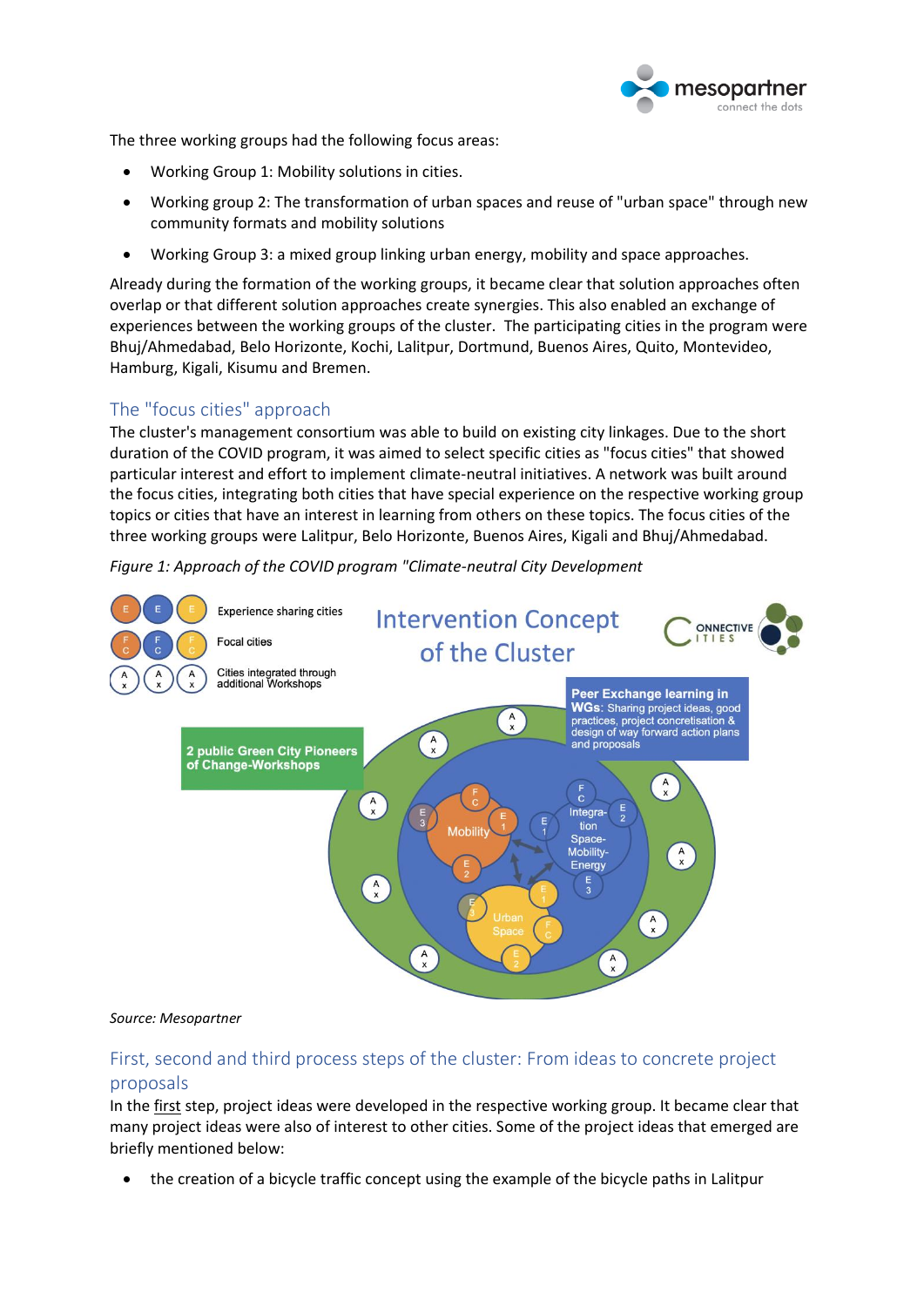The three working groups had the following focus areas:

- Working Group 1: Mobility solutions in cities.
- Working group 2: The transformation of urban spaces and reuse of "urban space" through new community formats and mobility solutions
- Working Group 3: a mixed group linking urban energy, mobility and space approaches.

Already during the formation of the working groups, it became clear that solution approaches often overlap or that different solution approaches create synergies. This also enabled an exchange of experiences between the working groups of the cluster. The participating cities in the program were Bhuj/Ahmedabad, Belo Horizonte, Kochi, Lalitpur, Dortmund, Buenos Aires, Quito, Montevideo, Hamburg, Kigali, Kisumu and Bremen.

## The "focus cities" approach

The cluster's management consortium was able to build on existing city linkages. Due to the short duration of the COVID program, it was aimed to select specific cities as "focus cities" that showed particular interest and effort to implement climate-neutral initiatives. A network was built around the focus cities, integrating both cities that have special experience on the respective working group topics or cities that have an interest in learning from others on these topics. The focus cities of the three working groups were Lalitpur, Belo Horizonte, Buenos Aires, Kigali and Bhuj/Ahmedabad.

*Figure 1: Approach of the COVID program "Climate-neutral City Development*

*Source: Mesopartner*

## First, second and third process steps of the cluster: From ideas to concrete project proposals

In the first step, project ideas were developed in the respective working group. It became clear that many project ideas were also of interest to other cities. Some of the project ideas that emerged are briefly mentioned below:

- the creation of a bicycle traffic concept using the example of the bicycle paths in Lalitpur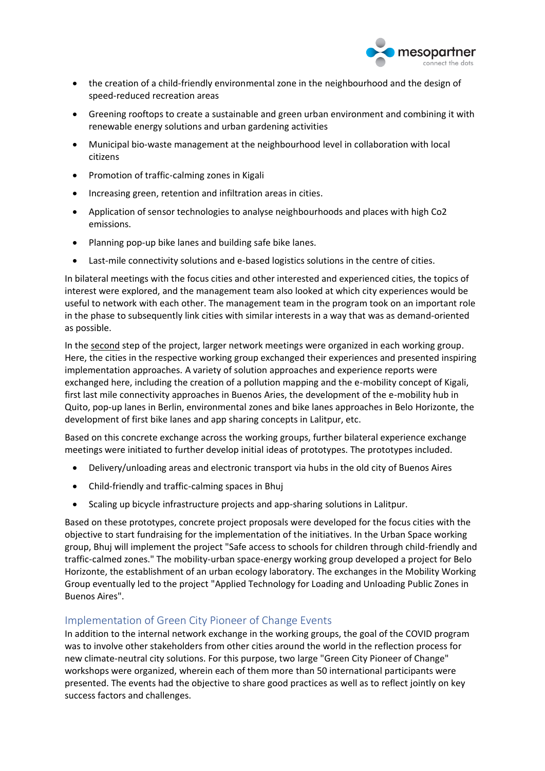- the creation of a child-friendly environmental zone in the neighbourhood and the design of speed-reduced recreation areas
- Greening rooftops to create a sustainable and green urban environment and combining it with renewable energy solutions and urban gardening activities
- Municipal bio-waste management at the neighbourhood level in collaboration with local citizens
- Promotion of traffic-calming zones in Kigali
- Increasing green, retention and infiltration areas in cities.
- Application of sensor technologies to analyse neighbourhoods and places with high Co2 emissions.
- Planning pop-up bike lanes and building safe bike lanes.
- Last-mile connectivity solutions and e-based logistics solutions in the centre of cities.

In bilateral meetings with the focus cities and other interested and experienced cities, the topics of interest were explored, and the management team also looked at which city experiences would be useful to network with each other. The management team in the program took on an important role in the phase to subsequently link cities with similar interests in a way that was as demand-oriented as possible.

In the second step of the project, larger network meetings were organized in each working group. Here, the cities in the respective working group exchanged their experiences and presented inspiring implementation approaches. A variety of solution approaches and experience reports were exchanged here, including the creation of a pollution mapping and the e-mobility concept of Kigali, first last mile connectivity approaches in Buenos Aries, the development of the e-mobility hub in Quito, pop-up lanes in Berlin, environmental zones and bike lanes approaches in Belo Horizonte, the development of first bike lanes and app sharing concepts in Lalitpur, etc.

Based on this concrete exchange across the working groups, further bilateral experience exchange meetings were initiated to further develop initial ideas of prototypes. The prototypes included.

- Delivery/unloading areas and electronic transport via hubs in the old city of Buenos Aires
- Child-friendly and traffic-calming spaces in Bhuj
- Scaling up bicycle infrastructure projects and app-sharing solutions in Lalitpur.

Based on these prototypes, concrete project proposals were developed for the focus cities with the objective to start fundraising for the implementation of the initiatives. In the Urban Space working group, Bhuj will implement the project "Safe access to schools for children through child-friendly and traffic-calmed zones." The mobility-urban space-energy working group developed a project for Belo Horizonte, the establishment of an urban ecology laboratory. The exchanges in the Mobility Working Group eventually led to the project "Applied Technology for Loading and Unloading Public Zones in Buenos Aires".

## Implementation of Green City Pioneer of Change Events

In addition to the internal network exchange in the working groups, the goal of the COVID program was to involve other stakeholders from other cities around the world in the reflection process for new climate-neutral city solutions. For this purpose, two large "Green City Pioneer of Change" workshops were organized, wherein each of them more than 50 international participants were presented. The events had the objective to share good practices as well as to reflect jointly on key success factors and challenges.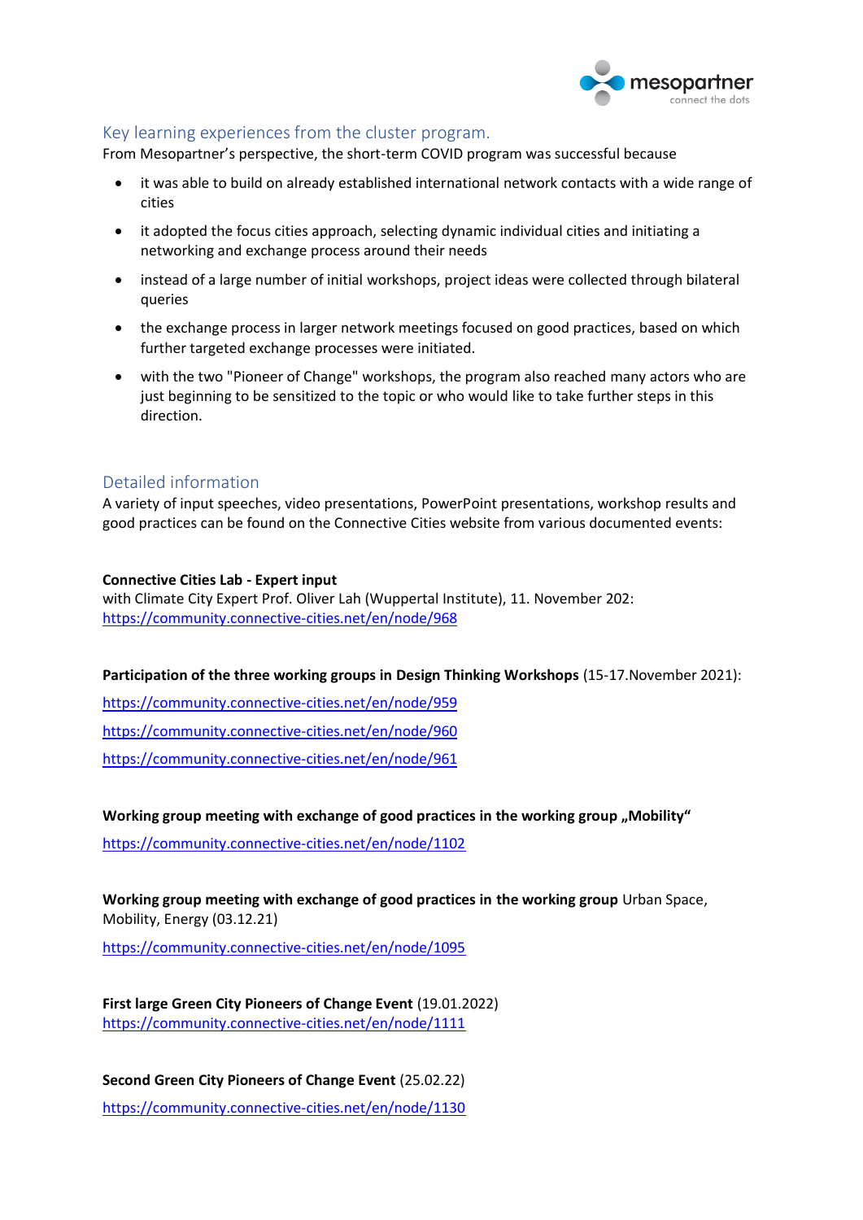## Key learning experiences from the cluster program.

From Mesopartner's perspective, the short-term COVID program was successful because

- it was able to build on already established international network contacts with a wide range of cities
- it adopted the focus cities approach, selecting dynamic individual cities and initiating a networking and exchange process around their needs
- instead of a large number of initial workshops, project ideas were collected through bilateral queries
- the exchange process in larger network meetings focused on good practices, based on which further targeted exchange processes were initiated.
- with the two "Pioneer of Change" workshops, the program also reached many actors who are just beginning to be sensitized to the topic or who would like to take further steps in this direction.

## Detailed information

A variety of input speeches, video presentations, PowerPoint presentations, workshop results and good practices can be found on the Connective Cities website from various documented events:

**Connective Cities Lab - Expert input**
with Climate City Expert Prof. Oliver Lah (Wuppertal Institute), 11. November 202:
https://community.connective-cities.net/en/node/968

**Participation of the three working groups in Design Thinking Workshops** (15-17.November 2021):

https://community.connective-cities.net/en/node/959

https://community.connective-cities.net/en/node/960

https://community.connective-cities.net/en/node/961

**Working group meeting with exchange of good practices in the working group „Mobility"**

https://community.connective-cities.net/en/node/1102

**Working group meeting with exchange of good practices in the working group** Urban Space, Mobility, Energy (03.12.21)

https://community.connective-cities.net/en/node/1095

**First large Green City Pioneers of Change Event** (19.01.2022)
https://community.connective-cities.net/en/node/1111

**Second Green City Pioneers of Change Event** (25.02.22)

https://community.connective-cities.net/en/node/1130